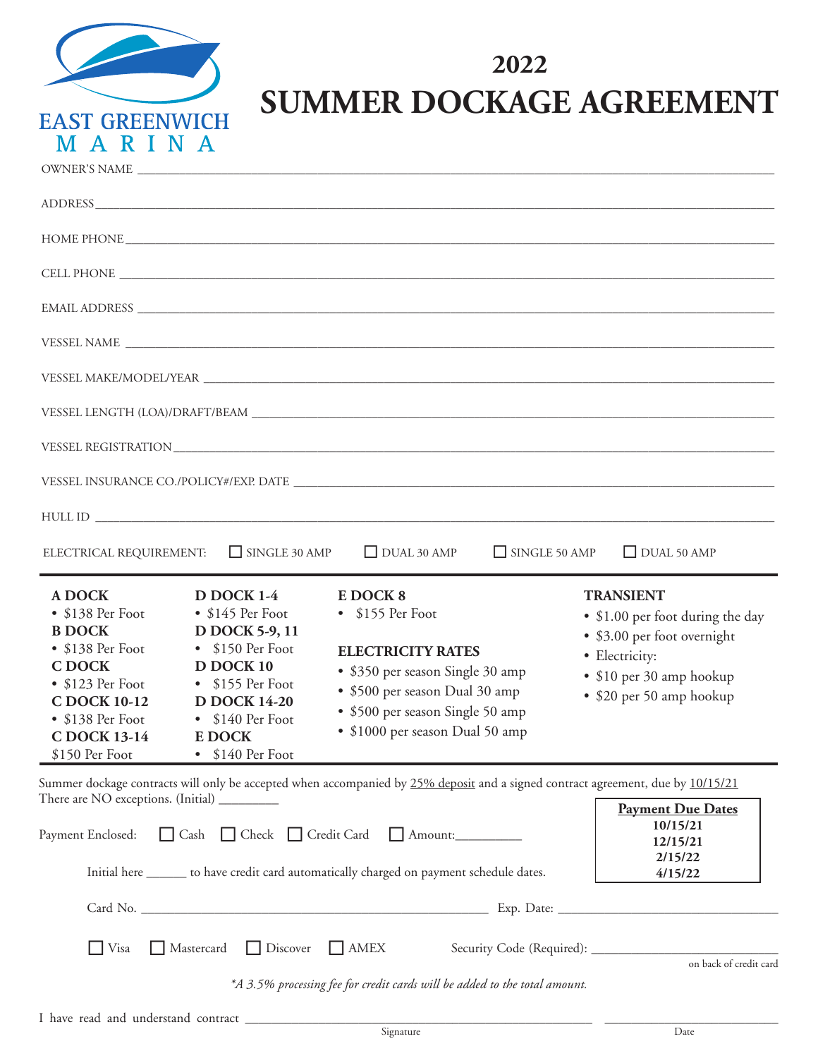EAST GREENWICH MARINA

# 2022 SUMMER DOCKAGE AGREEMENT

OWNER'S NAME ______________________________

ADDRESS ______________________________

HOME PHONE ______________________________

CELL PHONE ______________________________

EMAIL ADDRESS ______________________________

VESSEL NAME ______________________________

VESSEL MAKE/MODEL/YEAR ______________________________

VESSEL LENGTH (LOA)/DRAFT/BEAM ______________________________

VESSEL REGISTRATION ______________________________

VESSEL INSURANCE CO./POLICY#/EXP. DATE ______________________________

HULL ID ______________________________

ELECTRICAL REQUIREMENT: ☐ SINGLE 30 AMP ☐ DUAL 30 AMP ☐ SINGLE 50 AMP ☐ DUAL 50 AMP

**A DOCK**
- $138 Per Foot

**B DOCK**
- $138 Per Foot

**C DOCK**
- $123 Per Foot

**C DOCK 10-12**
- $138 Per Foot

**C DOCK 13-14**
$150 Per Foot

**D DOCK 1-4**
- $145 Per Foot

**D DOCK 5-9, 11**
- $150 Per Foot

**D DOCK 10**
- $155 Per Foot

**D DOCK 14-20**
- $140 Per Foot

**E DOCK**
- $140 Per Foot

**E DOCK 8**
- $155 Per Foot

**ELECTRICITY RATES**
- $350 per season Single 30 amp
- $500 per season Dual 30 amp
- $500 per season Single 50 amp
- $1000 per season Dual 50 amp

**TRANSIENT**
- $1.00 per foot during the day
- $3.00 per foot overnight
- Electricity:
- $10 per 30 amp hookup
- $20 per 50 amp hookup

Summer dockage contracts will only be accepted when accompanied by 25% deposit and a signed contract agreement, due by 10/15/21 There are NO exceptions. (Initial) _________

**Payment Due Dates**
**10/15/21**
**12/15/21**
**2/15/22**
**4/15/22**

Payment Enclosed: ☐ Cash ☐ Check ☐ Credit Card ☐ Amount:__________

Initial here ______ to have credit card automatically charged on payment schedule dates.

Card No. ______________________________ Exp. Date: ______________________________

☐ Visa ☐ Mastercard ☐ Discover ☐ AMEX Security Code (Required): ______________________________
on back of credit card

*\*A 3.5% processing fee for credit cards will be added to the total amount.*

I have read and understand contract ______________________________ ______________________________
Signature Date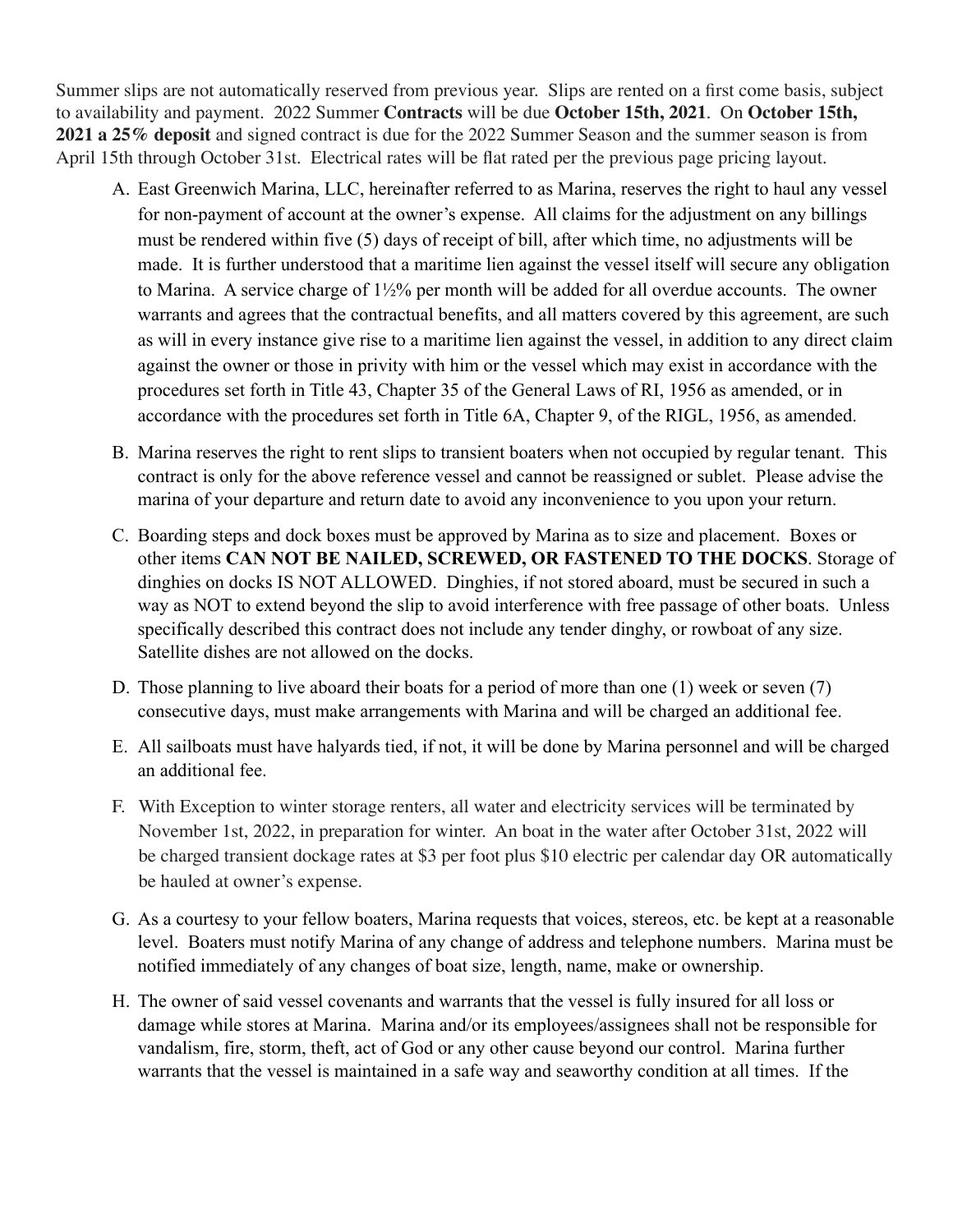Summer slips are not automatically reserved from previous year. Slips are rented on a first come basis, subject to availability and payment. 2022 Summer **Contracts** will be due **October 15th, 2021**. On **October 15th, 2021 a 25% deposit** and signed contract is due for the 2022 Summer Season and the summer season is from April 15th through October 31st. Electrical rates will be flat rated per the previous page pricing layout.

A. East Greenwich Marina, LLC, hereinafter referred to as Marina, reserves the right to haul any vessel for non-payment of account at the owner's expense. All claims for the adjustment on any billings must be rendered within five (5) days of receipt of bill, after which time, no adjustments will be made. It is further understood that a maritime lien against the vessel itself will secure any obligation to Marina. A service charge of 1½% per month will be added for all overdue accounts. The owner warrants and agrees that the contractual benefits, and all matters covered by this agreement, are such as will in every instance give rise to a maritime lien against the vessel, in addition to any direct claim against the owner or those in privity with him or the vessel which may exist in accordance with the procedures set forth in Title 43, Chapter 35 of the General Laws of RI, 1956 as amended, or in accordance with the procedures set forth in Title 6A, Chapter 9, of the RIGL, 1956, as amended.

B. Marina reserves the right to rent slips to transient boaters when not occupied by regular tenant. This contract is only for the above reference vessel and cannot be reassigned or sublet. Please advise the marina of your departure and return date to avoid any inconvenience to you upon your return.

C. Boarding steps and dock boxes must be approved by Marina as to size and placement. Boxes or other items **CAN NOT BE NAILED, SCREWED, OR FASTENED TO THE DOCKS**. Storage of dinghies on docks IS NOT ALLOWED. Dinghies, if not stored aboard, must be secured in such a way as NOT to extend beyond the slip to avoid interference with free passage of other boats. Unless specifically described this contract does not include any tender dinghy, or rowboat of any size. Satellite dishes are not allowed on the docks.

D. Those planning to live aboard their boats for a period of more than one (1) week or seven (7) consecutive days, must make arrangements with Marina and will be charged an additional fee.

E. All sailboats must have halyards tied, if not, it will be done by Marina personnel and will be charged an additional fee.

F. With Exception to winter storage renters, all water and electricity services will be terminated by November 1st, 2022, in preparation for winter. An boat in the water after October 31st, 2022 will be charged transient dockage rates at $3 per foot plus $10 electric per calendar day OR automatically be hauled at owner's expense.

G. As a courtesy to your fellow boaters, Marina requests that voices, stereos, etc. be kept at a reasonable level. Boaters must notify Marina of any change of address and telephone numbers. Marina must be notified immediately of any changes of boat size, length, name, make or ownership.

H. The owner of said vessel covenants and warrants that the vessel is fully insured for all loss or damage while stores at Marina. Marina and/or its employees/assignees shall not be responsible for vandalism, fire, storm, theft, act of God or any other cause beyond our control. Marina further warrants that the vessel is maintained in a safe way and seaworthy condition at all times. If the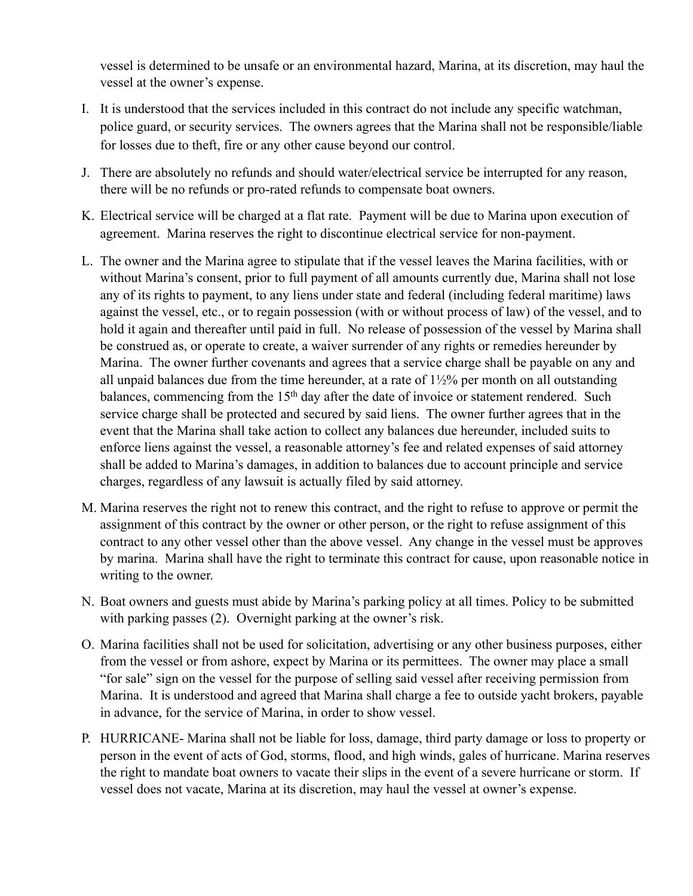vessel is determined to be unsafe or an environmental hazard, Marina, at its discretion, may haul the vessel at the owner's expense.

I. It is understood that the services included in this contract do not include any specific watchman, police guard, or security services. The owners agrees that the Marina shall not be responsible/liable for losses due to theft, fire or any other cause beyond our control.

J. There are absolutely no refunds and should water/electrical service be interrupted for any reason, there will be no refunds or pro-rated refunds to compensate boat owners.

K. Electrical service will be charged at a flat rate. Payment will be due to Marina upon execution of agreement. Marina reserves the right to discontinue electrical service for non-payment.

L. The owner and the Marina agree to stipulate that if the vessel leaves the Marina facilities, with or without Marina's consent, prior to full payment of all amounts currently due, Marina shall not lose any of its rights to payment, to any liens under state and federal (including federal maritime) laws against the vessel, etc., or to regain possession (with or without process of law) of the vessel, and to hold it again and thereafter until paid in full. No release of possession of the vessel by Marina shall be construed as, or operate to create, a waiver surrender of any rights or remedies hereunder by Marina. The owner further covenants and agrees that a service charge shall be payable on any and all unpaid balances due from the time hereunder, at a rate of 1½% per month on all outstanding balances, commencing from the 15th day after the date of invoice or statement rendered. Such service charge shall be protected and secured by said liens. The owner further agrees that in the event that the Marina shall take action to collect any balances due hereunder, included suits to enforce liens against the vessel, a reasonable attorney's fee and related expenses of said attorney shall be added to Marina's damages, in addition to balances due to account principle and service charges, regardless of any lawsuit is actually filed by said attorney.

M. Marina reserves the right not to renew this contract, and the right to refuse to approve or permit the assignment of this contract by the owner or other person, or the right to refuse assignment of this contract to any other vessel other than the above vessel. Any change in the vessel must be approves by marina. Marina shall have the right to terminate this contract for cause, upon reasonable notice in writing to the owner.

N. Boat owners and guests must abide by Marina's parking policy at all times. Policy to be submitted with parking passes (2). Overnight parking at the owner's risk.

O. Marina facilities shall not be used for solicitation, advertising or any other business purposes, either from the vessel or from ashore, expect by Marina or its permittees. The owner may place a small "for sale" sign on the vessel for the purpose of selling said vessel after receiving permission from Marina. It is understood and agreed that Marina shall charge a fee to outside yacht brokers, payable in advance, for the service of Marina, in order to show vessel.

P. HURRICANE- Marina shall not be liable for loss, damage, third party damage or loss to property or person in the event of acts of God, storms, flood, and high winds, gales of hurricane. Marina reserves the right to mandate boat owners to vacate their slips in the event of a severe hurricane or storm. If vessel does not vacate, Marina at its discretion, may haul the vessel at owner's expense.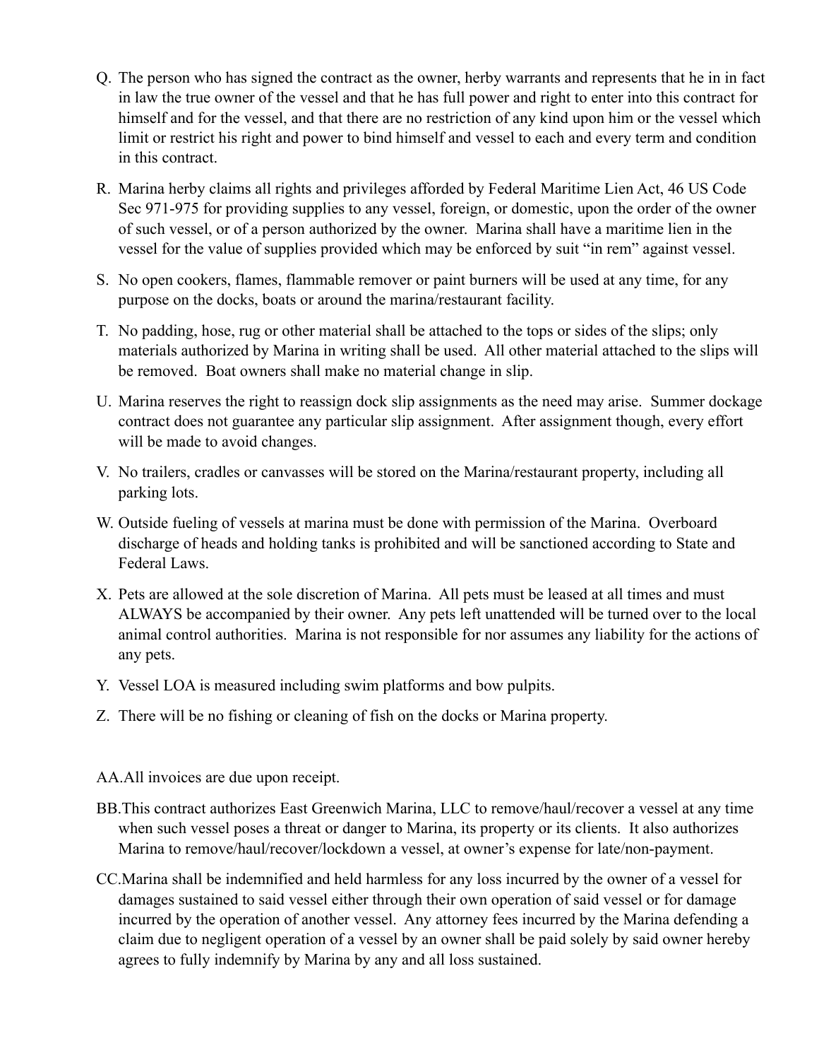Q. The person who has signed the contract as the owner, herby warrants and represents that he in in fact in law the true owner of the vessel and that he has full power and right to enter into this contract for himself and for the vessel, and that there are no restriction of any kind upon him or the vessel which limit or restrict his right and power to bind himself and vessel to each and every term and condition in this contract.

R. Marina herby claims all rights and privileges afforded by Federal Maritime Lien Act, 46 US Code Sec 971-975 for providing supplies to any vessel, foreign, or domestic, upon the order of the owner of such vessel, or of a person authorized by the owner. Marina shall have a maritime lien in the vessel for the value of supplies provided which may be enforced by suit "in rem" against vessel.

S. No open cookers, flames, flammable remover or paint burners will be used at any time, for any purpose on the docks, boats or around the marina/restaurant facility.

T. No padding, hose, rug or other material shall be attached to the tops or sides of the slips; only materials authorized by Marina in writing shall be used. All other material attached to the slips will be removed. Boat owners shall make no material change in slip.

U. Marina reserves the right to reassign dock slip assignments as the need may arise. Summer dockage contract does not guarantee any particular slip assignment. After assignment though, every effort will be made to avoid changes.

V. No trailers, cradles or canvasses will be stored on the Marina/restaurant property, including all parking lots.

W. Outside fueling of vessels at marina must be done with permission of the Marina. Overboard discharge of heads and holding tanks is prohibited and will be sanctioned according to State and Federal Laws.

X. Pets are allowed at the sole discretion of Marina. All pets must be leased at all times and must ALWAYS be accompanied by their owner. Any pets left unattended will be turned over to the local animal control authorities. Marina is not responsible for nor assumes any liability for the actions of any pets.

Y. Vessel LOA is measured including swim platforms and bow pulpits.

Z. There will be no fishing or cleaning of fish on the docks or Marina property.

AA. All invoices are due upon receipt.

BB. This contract authorizes East Greenwich Marina, LLC to remove/haul/recover a vessel at any time when such vessel poses a threat or danger to Marina, its property or its clients. It also authorizes Marina to remove/haul/recover/lockdown a vessel, at owner's expense for late/non-payment.

CC. Marina shall be indemnified and held harmless for any loss incurred by the owner of a vessel for damages sustained to said vessel either through their own operation of said vessel or for damage incurred by the operation of another vessel. Any attorney fees incurred by the Marina defending a claim due to negligent operation of a vessel by an owner shall be paid solely by said owner hereby agrees to fully indemnify by Marina by any and all loss sustained.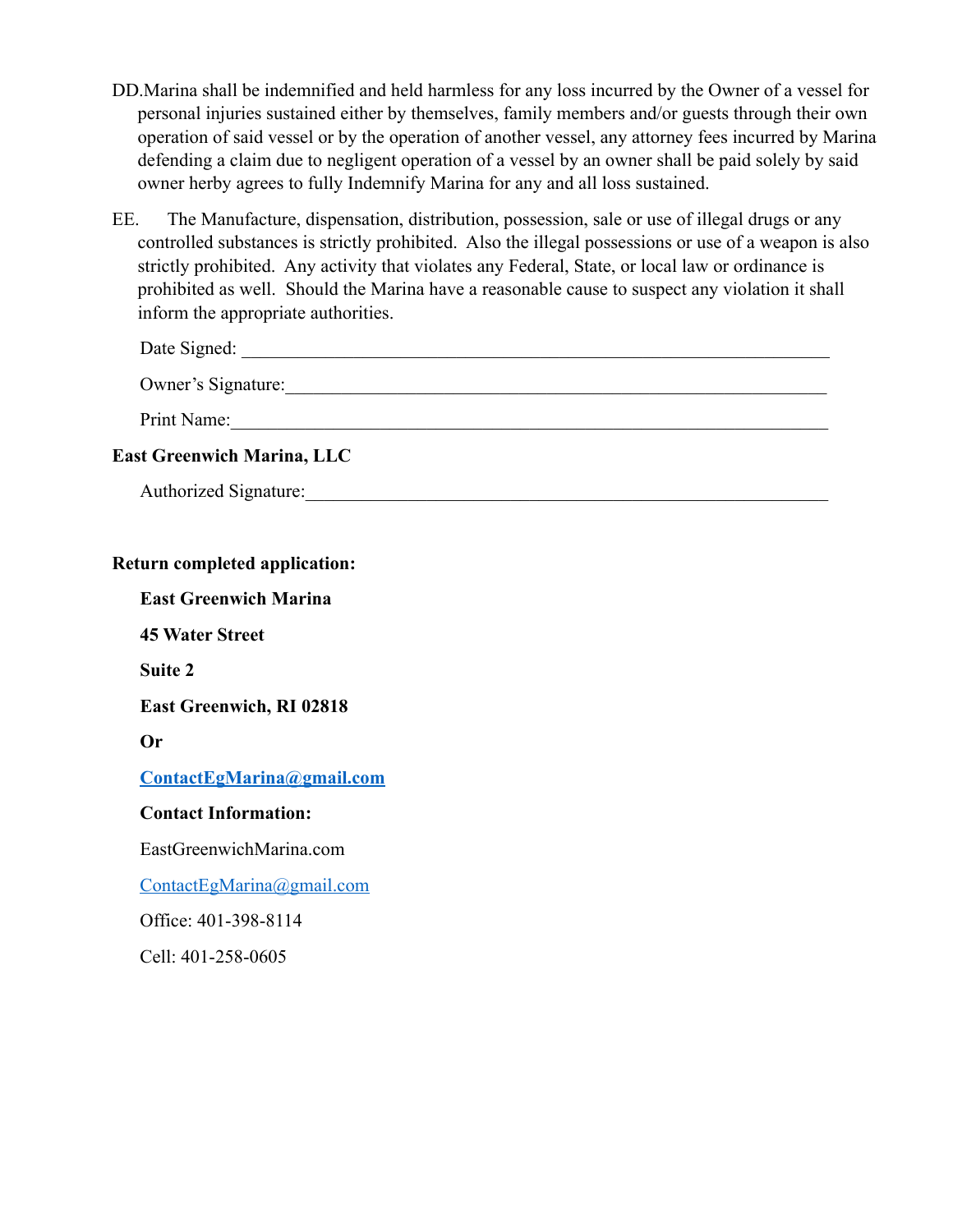DD.Marina shall be indemnified and held harmless for any loss incurred by the Owner of a vessel for personal injuries sustained either by themselves, family members and/or guests through their own operation of said vessel or by the operation of another vessel, any attorney fees incurred by Marina defending a claim due to negligent operation of a vessel by an owner shall be paid solely by said owner herby agrees to fully Indemnify Marina for any and all loss sustained.

EE. The Manufacture, dispensation, distribution, possession, sale or use of illegal drugs or any controlled substances is strictly prohibited. Also the illegal possessions or use of a weapon is also strictly prohibited. Any activity that violates any Federal, State, or local law or ordinance is prohibited as well. Should the Marina have a reasonable cause to suspect any violation it shall inform the appropriate authorities.

Date Signed: ___________________________________________________________________

Owner's Signature:_______________________________________________________________

Print Name:_____________________________________________________________________

**East Greenwich Marina, LLC**

Authorized Signature:_____________________________________________________________

**Return completed application:**

**East Greenwich Marina**

**45 Water Street**

**Suite 2**

**East Greenwich, RI 02818**

**Or**

**ContactEgMarina@gmail.com**

**Contact Information:**

EastGreenwichMarina.com

ContactEgMarina@gmail.com

Office: 401-398-8114

Cell: 401-258-0605